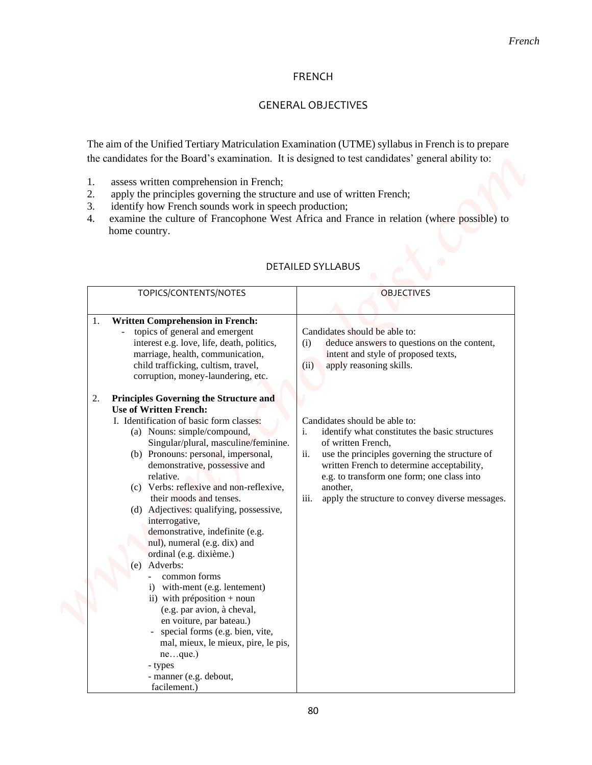# FRENCH

## GENERAL OBJECTIVES

The aim of the Unified Tertiary Matriculation Examination (UTME) syllabus in French is to prepare the candidates for the Board's examination. It is designed to test candidates' general ability to:

1. assess written comprehension in French;
2. apply the principles governing the structure and use of written French;
3. identify how French sounds work in speech production;
4. examine the culture of Francophone West Africa and France in relation (where possible) to home country.

## DETAILED SYLLABUS

| TOPICS/CONTENTS/NOTES | OBJECTIVES |
|---|---|
| 1. **Written Comprehension in French:**<br>- topics of general and emergent interest e.g. love, life, death, politics, marriage, health, communication, child trafficking, cultism, travel, corruption, money-laundering, etc. | Candidates should be able to:<br>(i) deduce answers to questions on the content, intent and style of proposed texts,<br>(ii) apply reasoning skills. |
| 2. **Principles Governing the Structure and Use of Written French:**<br>I. Identification of basic form classes:<br>(a) Nouns: simple/compound, Singular/plural, masculine/feminine.<br>(b) Pronouns: personal, impersonal, demonstrative, possessive and relative.<br>(c) Verbs: reflexive and non-reflexive, their moods and tenses.<br>(d) Adjectives: qualifying, possessive, interrogative, demonstrative, indefinite (e.g. nul), numeral (e.g. dix) and ordinal (e.g. dixième.)<br>(e) Adverbs:<br>- common forms<br>i) with-ment (e.g. lentement)<br>ii) with préposition + noun (e.g. par avion, à cheval, en voiture, par bateau.)<br>- special forms (e.g. bien, vite, mal, mieux, le mieux, pire, le pis, ne…que.)<br>- types<br>- manner (e.g. debout, facilement.) | Candidates should be able to:<br>i. identify what constitutes the basic structures of written French,<br>ii. use the principles governing the structure of written French to determine acceptability, e.g. to transform one form; one class into another,<br>iii. apply the structure to convey diverse messages. |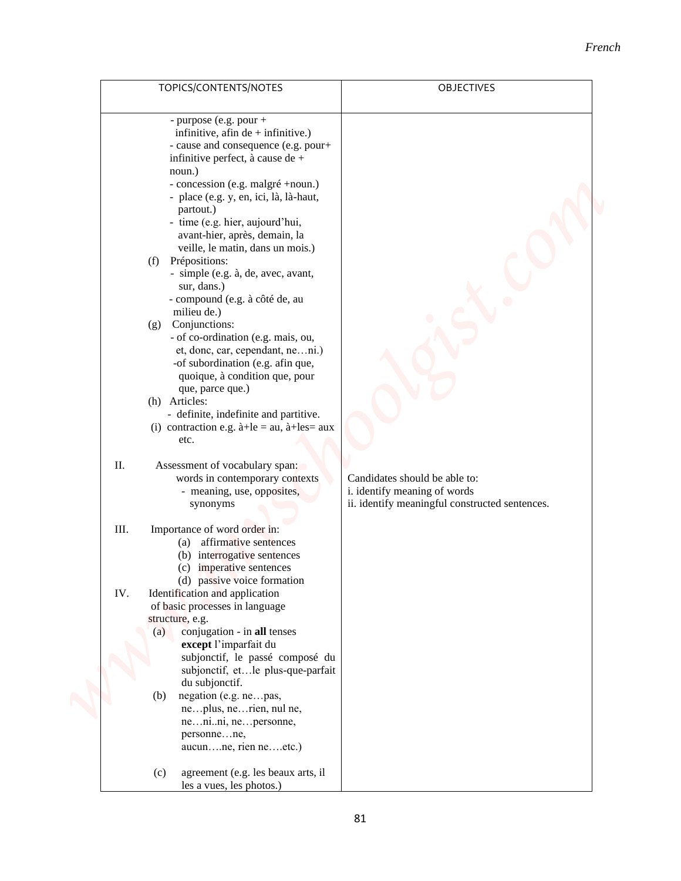| TOPICS/CONTENTS/NOTES | OBJECTIVES |
|---|---|
| - purpose (e.g. pour + infinitive, afin de + infinitive.)<br>- cause and consequence (e.g. pour+ infinitive perfect, à cause de + noun.)<br>- concession (e.g. malgré +noun.)<br>- place (e.g. y, en, ici, là, là-haut, partout.)<br>- time (e.g. hier, aujourd'hui, avant-hier, après, demain, la veille, le matin, dans un mois.)<br>(f) Prépositions:<br>- simple (e.g. à, de, avec, avant, sur, dans.)<br>- compound (e.g. à côté de, au milieu de.)<br>(g) Conjunctions:<br>- of co-ordination (e.g. mais, ou, et, donc, car, cependant, ne…ni.)<br>-of subordination (e.g. afin que, quoique, à condition que, pour que, parce que.)<br>(h) Articles:<br>- definite, indefinite and partitive.<br>(i) contraction e.g. à+le = au, à+les= aux etc. | |
| II. Assessment of vocabulary span:<br>words in contemporary contexts<br>- meaning, use, opposites, synonyms | Candidates should be able to:<br>i. identify meaning of words<br>ii. identify meaningful constructed sentences. |
| III. Importance of word order in:<br>(a) affirmative sentences<br>(b) interrogative sentences<br>(c) imperative sentences<br>(d) passive voice formation<br>IV. Identification and application of basic processes in language structure, e.g.<br>(a) conjugation - in **all** tenses **except** l'imparfait du subjonctif, le passé composé du subjonctif, et…le plus-que-parfait du subjonctif.<br>(b) negation (e.g. ne…pas, ne…plus, ne…rien, nul ne, ne…ni..ni, ne…personne, personne…ne, aucun….ne, rien ne….etc.)<br>(c) agreement (e.g. les beaux arts, il les a vues, les photos.) | |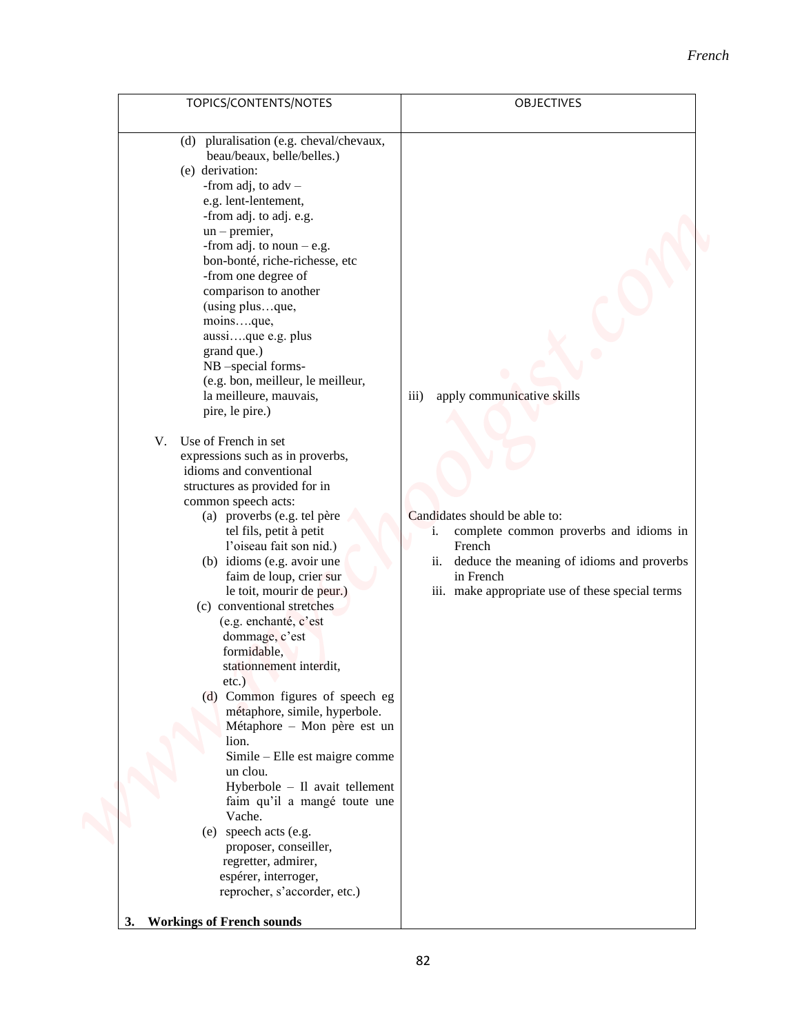| TOPICS/CONTENTS/NOTES | OBJECTIVES |
|---|---|
| (d) pluralisation (e.g. cheval/chevaux, beau/beaux, belle/belles.)<br>(e) derivation:<br>-from adj, to adv – e.g. lent-lentement,<br>-from adj. to adj. e.g. un – premier,<br>-from adj. to noun – e.g. bon-bonté, riche-richesse, etc<br>-from one degree of comparison to another (using plus…que, moins….que, aussi….que e.g. plus grand que.)<br>NB –special forms- (e.g. bon, meilleur, le meilleur, la meilleure, mauvais, pire, le pire.) | iii) apply communicative skills |
| V. Use of French in set expressions such as in proverbs, idioms and conventional structures as provided for in common speech acts:<br>(a) proverbs (e.g. tel père tel fils, petit à petit l'oiseau fait son nid.)<br>(b) idioms (e.g. avoir une faim de loup, crier sur le toit, mourir de peur.)<br>(c) conventional stretches (e.g. enchanté, c'est dommage, c'est formidable, stationnement interdit, etc.)<br>(d) Common figures of speech eg métaphore, simile, hyperbole.<br>Métaphore – Mon père est un lion.<br>Simile – Elle est maigre comme un clou.<br>Hyberbole – Il avait tellement faim qu'il a mangé toute une Vache.<br>(e) speech acts (e.g. proposer, conseiller, regretter, admirer, espérer, interroger, reprocher, s'accorder, etc.) | Candidates should be able to:<br>i. complete common proverbs and idioms in French<br>ii. deduce the meaning of idioms and proverbs in French<br>iii. make appropriate use of these special terms |
| **3. Workings of French sounds** | |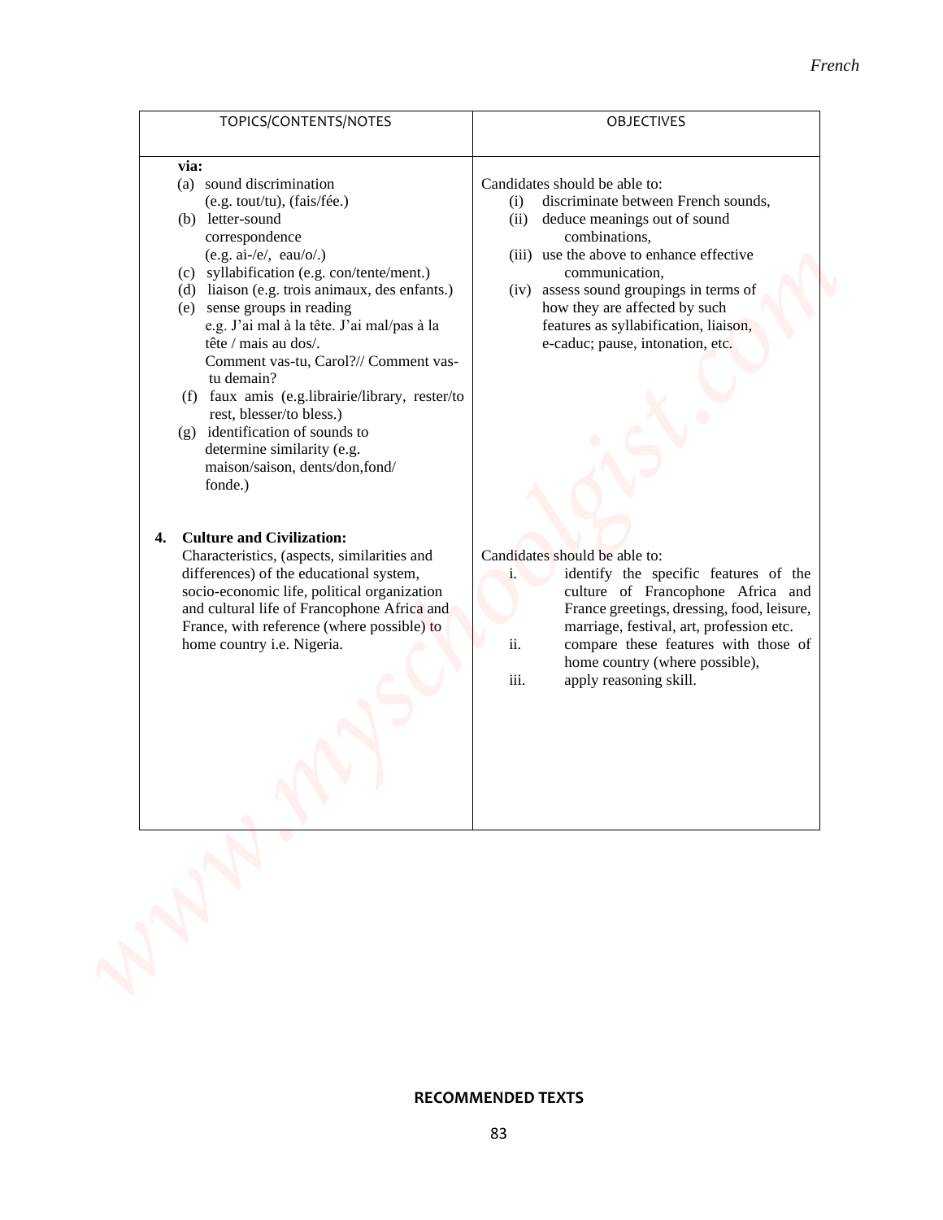| TOPICS/CONTENTS/NOTES | OBJECTIVES |
|---|---|
| **via:**<br>(a) sound discrimination (e.g. tout/tu), (fais/fée.)<br>(b) letter-sound correspondence (e.g. ai-/e/, eau/o/.)<br>(c) syllabification (e.g. con/tente/ment.)<br>(d) liaison (e.g. trois animaux, des enfants.)<br>(e) sense groups in reading e.g. J'ai mal à la tête. J'ai mal/pas à la tête / mais au dos/. Comment vas-tu, Carol?// Comment vas-tu demain?<br>(f) faux amis (e.g.librairie/library, rester/to rest, blesser/to bless.)<br>(g) identification of sounds to determine similarity (e.g. maison/saison, dents/don,fond/ fonde.) | Candidates should be able to:<br>(i) discriminate between French sounds,<br>(ii) deduce meanings out of sound combinations,<br>(iii) use the above to enhance effective communication,<br>(iv) assess sound groupings in terms of how they are affected by such features as syllabification, liaison, e-caduc; pause, intonation, etc. |
| **4. Culture and Civilization:**<br>Characteristics, (aspects, similarities and differences) of the educational system, socio-economic life, political organization and cultural life of Francophone Africa and France, with reference (where possible) to home country i.e. Nigeria. | Candidates should be able to:<br>i. identify the specific features of the culture of Francophone Africa and France greetings, dressing, food, leisure, marriage, festival, art, profession etc.<br>ii. compare these features with those of home country (where possible),<br>iii. apply reasoning skill. |

**RECOMMENDED TEXTS**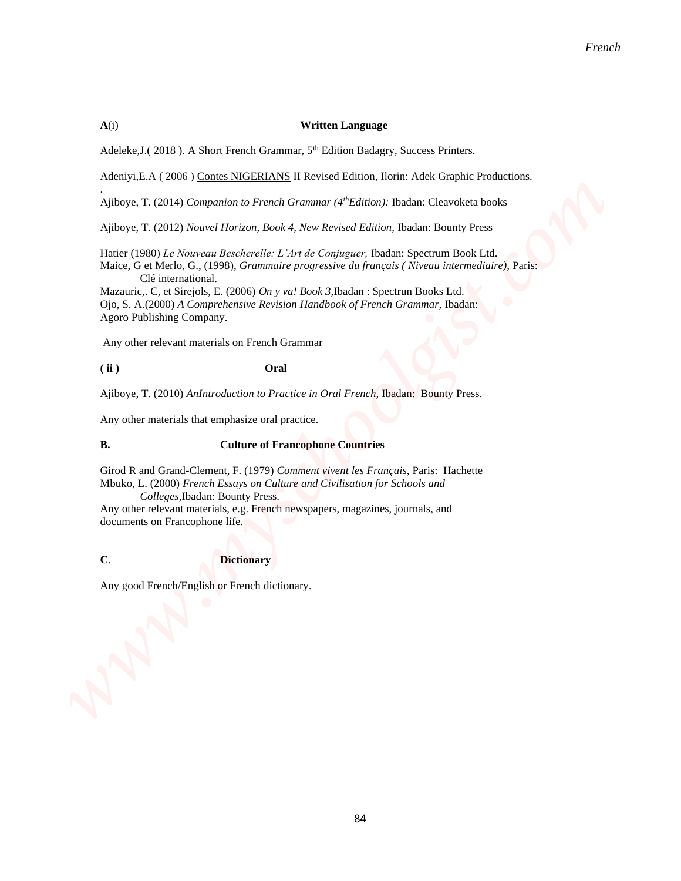**A**(i) **Written Language**

Adeleke,J.( 2018 ). A Short French Grammar, 5th Edition Badagry, Success Printers.

Adeniyi,E.A ( 2006 ) Contes NIGERIANS II Revised Edition, Ilorin: Adek Graphic Productions.

.
Ajiboye, T. (2014) *Companion to French Grammar (4thEdition):* Ibadan: Cleavoketa books

Ajiboye, T. (2012) *Nouvel Horizon, Book 4, New Revised Edition,* Ibadan: Bounty Press

Hatier (1980) *Le Nouveau Bescherelle: L'Art de Conjuguer,* Ibadan: Spectrum Book Ltd.
Maice, G et Merlo, G., (1998), *Grammaire progressive du français ( Niveau intermediaire),* Paris: Clé international.
Mazauric,. C, et Sirejols, E. (2006) *On y va! Book 3,*Ibadan : Spectrun Books Ltd.
Ojo, S. A.(2000) *A Comprehensive Revision Handbook of French Grammar,* Ibadan: Agoro Publishing Company.

Any other relevant materials on French Grammar

**( ii )** **Oral**

Ajiboye, T. (2010) *AnIntroduction to Practice in Oral French*, Ibadan: Bounty Press.

Any other materials that emphasize oral practice.

**B.** **Culture of Francophone Countries**

Girod R and Grand-Clement, F. (1979) *Comment vivent les Français,* Paris: Hachette
Mbuko, L. (2000) *French Essays on Culture and Civilisation for Schools and Colleges,*Ibadan: Bounty Press.
Any other relevant materials, e.g. French newspapers, magazines, journals, and documents on Francophone life.

**C**. **Dictionary**

Any good French/English or French dictionary.